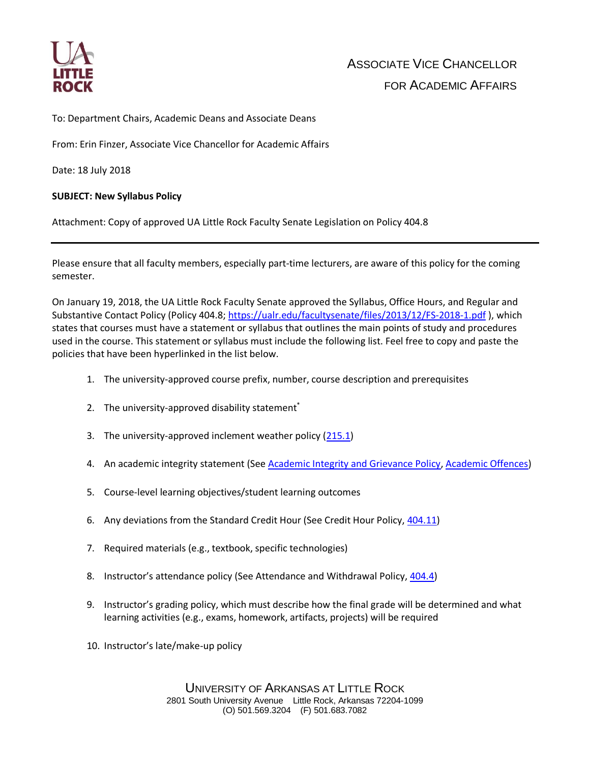ASSOCIATE VICE CHANCELLOR
FOR ACADEMIC AFFAIRS

To: Department Chairs, Academic Deans and Associate Deans

From: Erin Finzer, Associate Vice Chancellor for Academic Affairs

Date: 18 July 2018

**SUBJECT: New Syllabus Policy**

Attachment: Copy of approved UA Little Rock Faculty Senate Legislation on Policy 404.8

---

Please ensure that all faculty members, especially part-time lecturers, are aware of this policy for the coming semester.

On January 19, 2018, the UA Little Rock Faculty Senate approved the Syllabus, Office Hours, and Regular and Substantive Contact Policy (Policy 404.8; https://ualr.edu/facultysenate/files/2013/12/FS-2018-1.pdf ), which states that courses must have a statement or syllabus that outlines the main points of study and procedures used in the course. This statement or syllabus must include the following list. Feel free to copy and paste the policies that have been hyperlinked in the list below.

1. The university-approved course prefix, number, course description and prerequisites
2. The university-approved disability statement*
3. The university-approved inclement weather policy (215.1)
4. An academic integrity statement (See Academic Integrity and Grievance Policy, Academic Offences)
5. Course-level learning objectives/student learning outcomes
6. Any deviations from the Standard Credit Hour (See Credit Hour Policy, 404.11)
7. Required materials (e.g., textbook, specific technologies)
8. Instructor's attendance policy (See Attendance and Withdrawal Policy, 404.4)
9. Instructor's grading policy, which must describe how the final grade will be determined and what learning activities (e.g., exams, homework, artifacts, projects) will be required
10. Instructor's late/make-up policy

UNIVERSITY OF ARKANSAS AT LITTLE ROCK
2801 South University Avenue Little Rock, Arkansas 72204-1099
(O) 501.569.3204 (F) 501.683.7082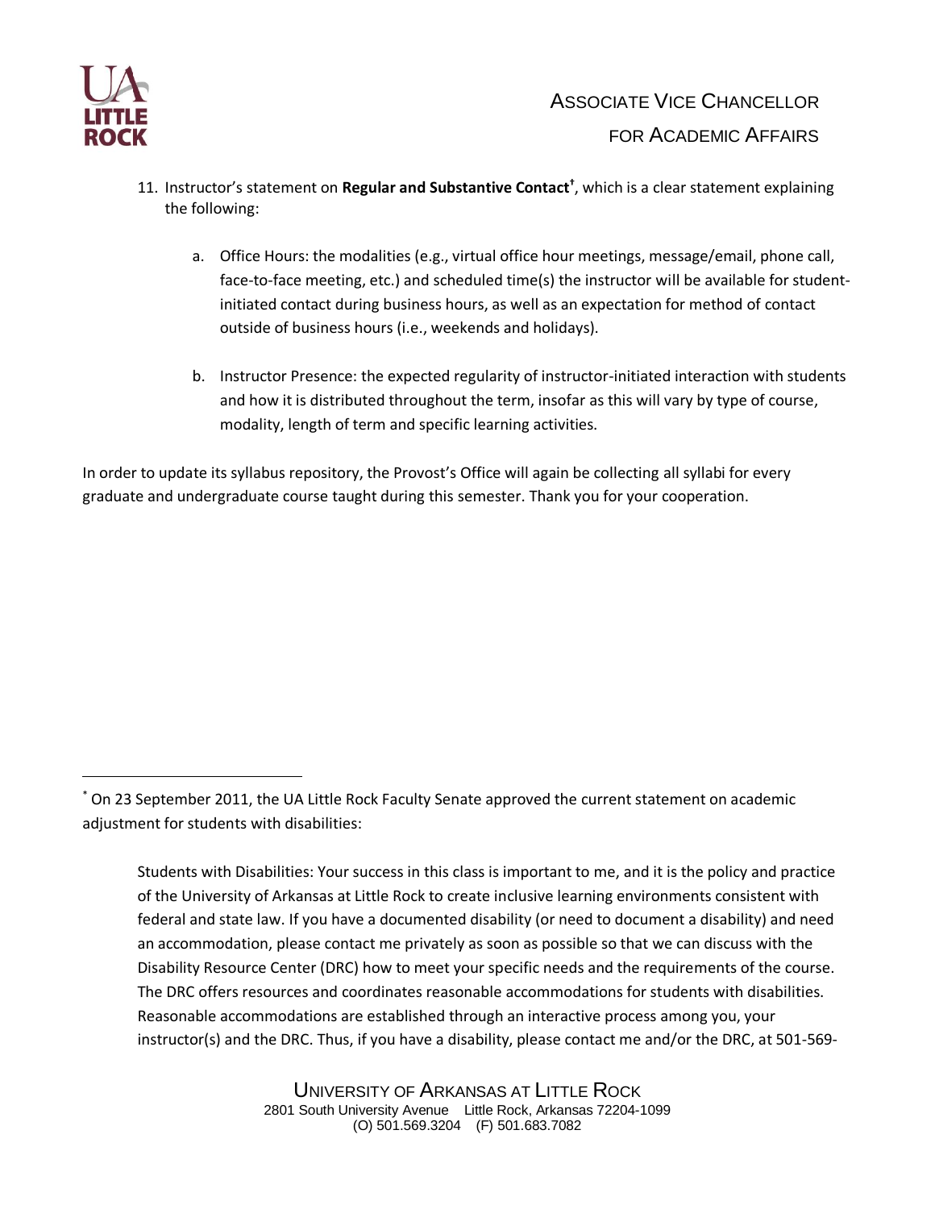11. Instructor's statement on **Regular and Substantive Contact**[†], which is a clear statement explaining the following:

    a. Office Hours: the modalities (e.g., virtual office hour meetings, message/email, phone call, face-to-face meeting, etc.) and scheduled time(s) the instructor will be available for student-initiated contact during business hours, as well as an expectation for method of contact outside of business hours (i.e., weekends and holidays).

    b. Instructor Presence: the expected regularity of instructor-initiated interaction with students and how it is distributed throughout the term, insofar as this will vary by type of course, modality, length of term and specific learning activities.

In order to update its syllabus repository, the Provost's Office will again be collecting all syllabi for every graduate and undergraduate course taught during this semester. Thank you for your cooperation.

---

[*] On 23 September 2011, the UA Little Rock Faculty Senate approved the current statement on academic adjustment for students with disabilities:

> Students with Disabilities: Your success in this class is important to me, and it is the policy and practice of the University of Arkansas at Little Rock to create inclusive learning environments consistent with federal and state law. If you have a documented disability (or need to document a disability) and need an accommodation, please contact me privately as soon as possible so that we can discuss with the Disability Resource Center (DRC) how to meet your specific needs and the requirements of the course. The DRC offers resources and coordinates reasonable accommodations for students with disabilities. Reasonable accommodations are established through an interactive process among you, your instructor(s) and the DRC. Thus, if you have a disability, please contact me and/or the DRC, at 501-569-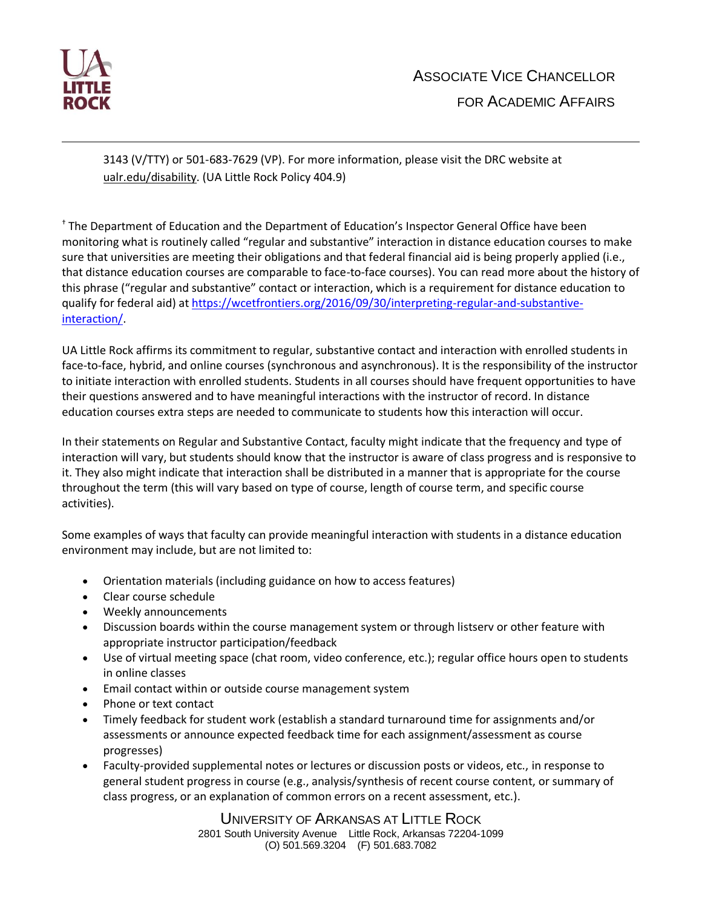3143 (V/TTY) or 501-683-7629 (VP). For more information, please visit the DRC website at ualr.edu/disability. (UA Little Rock Policy 404.9)

† The Department of Education and the Department of Education's Inspector General Office have been monitoring what is routinely called "regular and substantive" interaction in distance education courses to make sure that universities are meeting their obligations and that federal financial aid is being properly applied (i.e., that distance education courses are comparable to face-to-face courses). You can read more about the history of this phrase ("regular and substantive" contact or interaction, which is a requirement for distance education to qualify for federal aid) at https://wcetfrontiers.org/2016/09/30/interpreting-regular-and-substantive-interaction/.

UA Little Rock affirms its commitment to regular, substantive contact and interaction with enrolled students in face-to-face, hybrid, and online courses (synchronous and asynchronous). It is the responsibility of the instructor to initiate interaction with enrolled students. Students in all courses should have frequent opportunities to have their questions answered and to have meaningful interactions with the instructor of record. In distance education courses extra steps are needed to communicate to students how this interaction will occur.

In their statements on Regular and Substantive Contact, faculty might indicate that the frequency and type of interaction will vary, but students should know that the instructor is aware of class progress and is responsive to it. They also might indicate that interaction shall be distributed in a manner that is appropriate for the course throughout the term (this will vary based on type of course, length of course term, and specific course activities).

Some examples of ways that faculty can provide meaningful interaction with students in a distance education environment may include, but are not limited to:

- Orientation materials (including guidance on how to access features)
- Clear course schedule
- Weekly announcements
- Discussion boards within the course management system or through listserv or other feature with appropriate instructor participation/feedback
- Use of virtual meeting space (chat room, video conference, etc.); regular office hours open to students in online classes
- Email contact within or outside course management system
- Phone or text contact
- Timely feedback for student work (establish a standard turnaround time for assignments and/or assessments or announce expected feedback time for each assignment/assessment as course progresses)
- Faculty-provided supplemental notes or lectures or discussion posts or videos, etc., in response to general student progress in course (e.g., analysis/synthesis of recent course content, or summary of class progress, or an explanation of common errors on a recent assessment, etc.).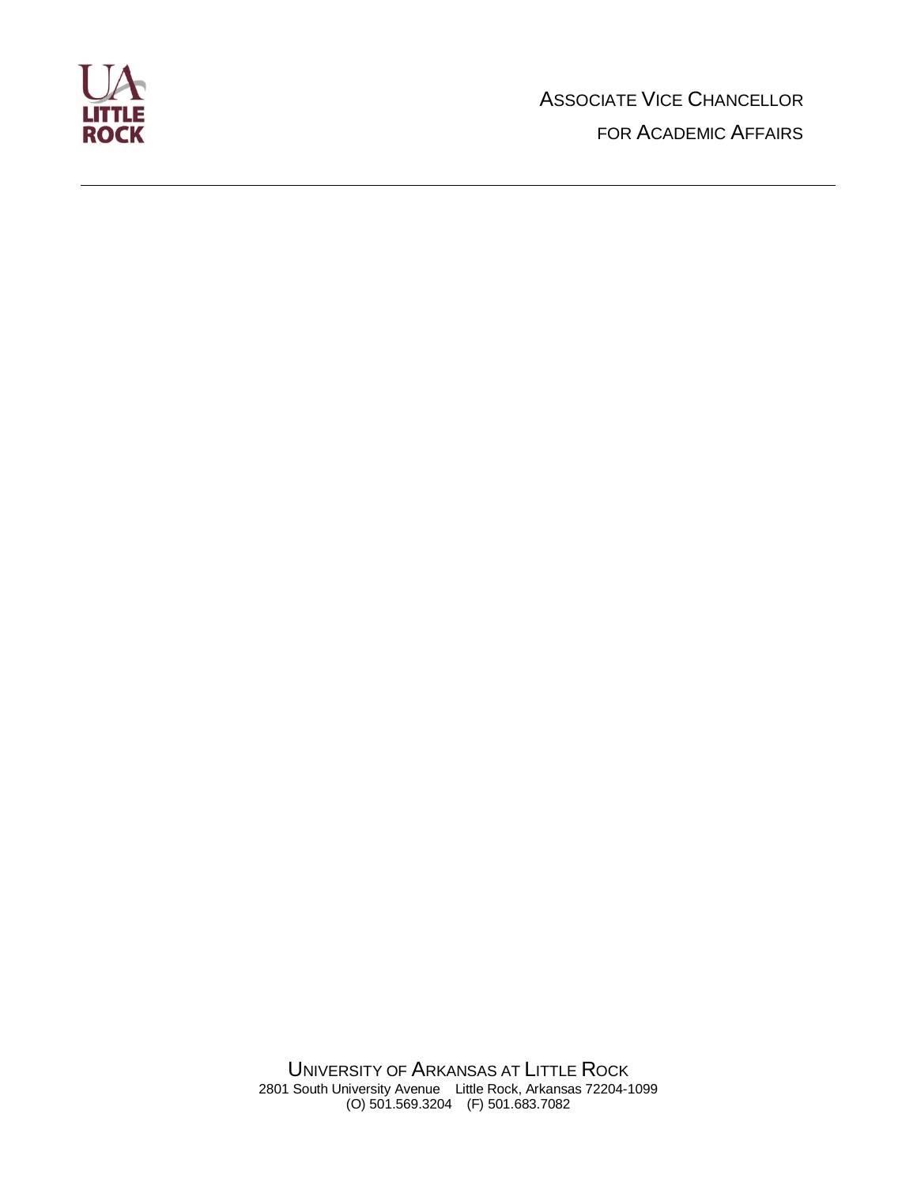ASSOCIATE VICE CHANCELLOR

FOR ACADEMIC AFFAIRS

UNIVERSITY OF ARKANSAS AT LITTLE ROCK

2801 South University Avenue Little Rock, Arkansas 72204-1099

(O) 501.569.3204 (F) 501.683.7082